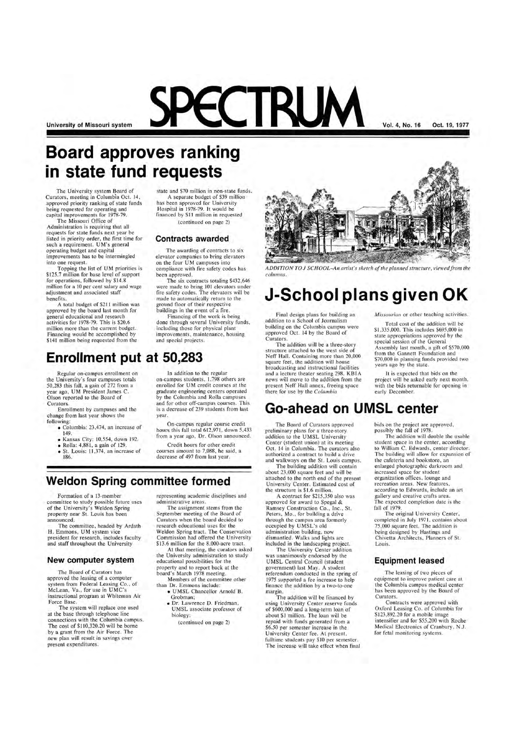# SPECTRUM

University of Missouri system — Vol. 4, No. 16 — Oct. 19, 1977

## Board approves ranking in state fund requests

The University system Board of Curators, meeting in Columbia Oct. 14, approved priority ranking of state funds being requested for operating and capital improvements for 1978-79.

The Missouri Office of Administration is requiring that all requests for state funds next year be listed in priority order, the first time for such a requirement. UM's general operating budget and capital improvements has to be intermingled into one request.

Topping the list of UM priorities is $125.7 million for base level of support for operations, followed by $14.8 million for a 10 per cent salary and wage adjustment and associated staff benefits.

A total budget of $211 million was approved by the board last month for general educational and research activities for 1978-79. This is $20.6 million more than the current budget. Financing would be accomplished by $141 million being requested from the state and $70 million in non-state funds.

A separate budget of $39 million has been approved for University Hospital in 1978-79. It would be financed by $11 million in requested

(continued on page 2)

### Contracts awarded

The awarding of contracts to six elevator companies to bring elevators on the four UM campuses into compliance with fire safety codes has been approved.

The six contracts totaling $432,646 were made to bring 101 elevators under fire safety codes. The elevators will be made to automatically return to the ground floor of their respective buildings in the event of a fire.

Financing of the work is being done through several University funds, including those for physical plant improvements, maintenance, housing and special projects.

## Enrollment put at 50,283

Regular on-campus enrollment on the University's four campuses totals 50,283 this fall, a gain of 272 from a year ago, UM President James C. Olson reported to the Board of Curators.

Enrollment by campuses and the change from last year shows the following:

- Columbia: 23,474, an increase of 149.
- Kansas City: 10,554, down 192.
- Rolla: 4,881, a gain of 129.
- St. Louis: 11,374, an increase of 186.

In addition to the regular on-campus students, 1,798 others are enrolled for UM credit courses at the graduate engineering centers operated by the Columbia and Rolla campuses and for other off-campus courses. This is a decrease of 239 students from last year.

On-campus regular course credit hours this fall total 612,971, down 5,433 from a year ago, Dr. Olson announced.

Credit hours for other credit courses amount to 7,088, he said, a decrease of 497 from last year.

*ADDITION TO J SCHOOL—An artist's sketch of the planned structure, viewed from the columns.*

## J-School plans given OK

Final design plans for building an addition to a School of Journalism building on the Columbia campus were approved Oct. 14 by the Board of Curators.

The addition will be a three-story structure attached to the west side of Neff Hall. Containing more than 20,000 square feet, the addition will house broadcasting and instructional facilities and a lecture theater seating 298. KBIA news will move to the addition from the present Neff Hall annex, freeing space there for use by the *Columbia Missourian* or other teaching activities.

Total cost of the addition will be $1,335,000. This includes $695,000 in state appropriations approved by the special session of the General Assembly last month, a gift of $570,000 from the Gannett Foundation and $70,000 in planning funds provided two years ago by the state.

It is expected that bids on the project will be asked early next month, with the bids returnable for opening in early December.

## Go-ahead on UMSL center

The Board of Curators approved preliminary plans for a three-story addition to the UMSL University Center (student union) at its meeting Oct. 14 in Columbia. The curators also authorized a contract to build a drive and walkways on the St. Louis campus.

The building addition will contain about 23,000 square feet and will be attached to the north end of the present University Center. Estimated cost of the structure is $1.6 million.

A contract for $215,350 also was approved for award to Spegal & Ramsey Construction Co., Inc., St. Peters, Mo., for building a drive through the campus area formerly occupied by UMSL's old administration building, now dismantled. Walks and lights are included in the landscaping project.

The University Center addition was unanimously endorsed by the UMSL Central Council (student government) last May. A student referendum conducted in the spring of 1975 supported a fee increase to help finance the addition by a two-to-one margin.

The addition will be financed by using University Center reserve funds of $600,000 and a long-term loan of about $1 million. The loan will be repaid with funds generated from a $6.50 per semester increase in the University Center fee. At present, fulltime students pay $10 per semester. The increase will take effect when final bids on the project are approved, possibly the fall of 1978.

The addition will double the usable student space in the center, according to William C. Edwards, center director. The building will allow for expansion of the cafeteria and bookstore, an enlarged photographic darkroom and increased space for student organization offices, lounge and recreation areas. New features, according to Edwards, include an art gallery and creative crafts area. The expected completion date is the fall of 1979.

The original University Center, completed in July 1971, contains about 75,000 square feet. The addition is being designed by Hastings and Chivetta Architects, Planners of St. Louis.

### Equipment leased

The leasing of two pieces of equipment to improve patient care at the Columbia campus medical center has been approved by the Board of Curators.

Contracts were approved with Oxford Leasing Co. of Columbia for $123,892.20 for a mobile image intensifier and for $55,200 with Roche Medical Electronics of Cranbury, N.J. for fetal monitoring systems.

## Weldon Spring committee formed

Formation of a 13-member committee to study possible future uses of the University's Weldon Spring property near St. Louis has been announced.

The committee, headed by Ardath H. Emmons, UM system vice president for research, includes faculty and staff throughout the University representing academic disciplines and administrative areas.

The assignment stems from the September meeting of the Board of Curators when the board decided to research educational uses for the Weldon Spring tract. The Conservation Commission had offered the University $13.6 million for the 8,000-acre tract.

At that meeting, the curators asked the University administration to study educational possibilities for the property and to report back at the board's March 1978 meeting.

Members of the committee other than Dr. Emmons include:

- UMSL Chancellor Arnold B. Grobman;
- Dr. Lawrence D. Friedman, UMSL associate professor of biology;

(continued on page 2)

### New computer system

The Board of Curators has approved the leasing of a computer system from Federal Leasing Co., of McLean, Va., for use in UMC's instructional program at Whiteman Air Force Base.

The system will replace one used at the base through telephone line connections with the Columbia campus. The cost of $110,320.20 will be borne by a grant from the Air Force. The new plan will result in savings over present expenditures.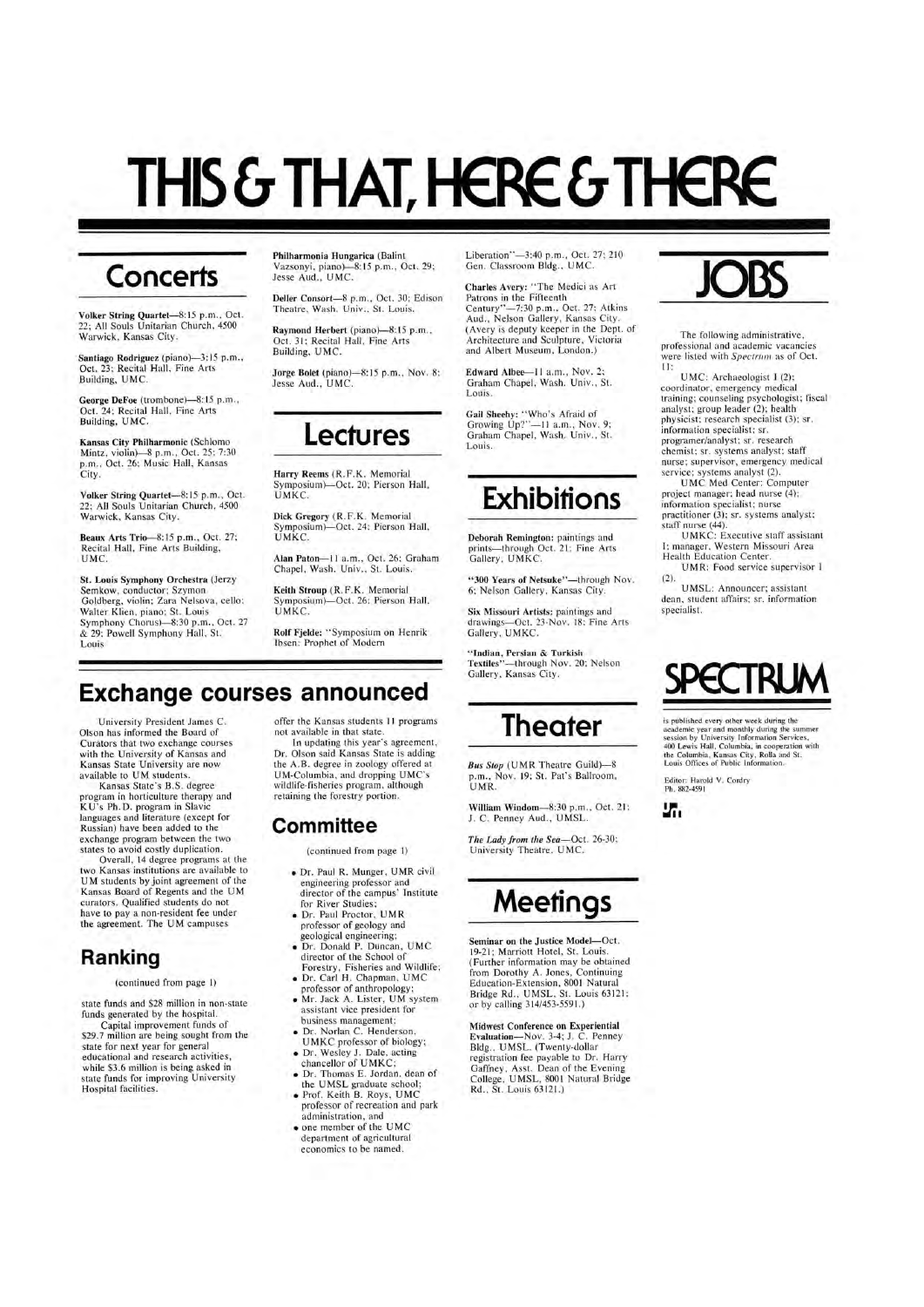# THIS & THAT, HERE & THERE

## Concerts

**Volker String Quartet**—8:15 p.m., Oct. 22; All Souls Unitarian Church, 4500 Warwick, Kansas City.

**Santiago Rodriguez** (piano)—3:15 p.m., Oct. 23; Recital Hall, Fine Arts Building, UMC.

**George DeFoe** (trombone)—8:15 p.m., Oct. 24; Recital Hall, Fine Arts Building, UMC.

**Kansas City Philharmonic** (Schlomo Mintz, violin)—8 p.m., Oct. 25; 7:30 p.m., Oct. 26; Music Hall, Kansas City.

**Volker String Quartet**—8:15 p.m., Oct. 22; All Souls Unitarian Church, 4500 Warwick, Kansas City.

**Beaux Arts Trio**—8:15 p.m., Oct. 27; Recital Hall, Fine Arts Building, UMC.

**St. Louis Symphony Orchestra** (Jerzy Semkow, conductor; Szymon Goldberg, violin; Zara Nelsova, cello; Walter Klien, piano; St. Louis Symphony Chorus)—8:30 p.m., Oct. 27 & 29; Powell Symphony Hall, St. Louis

**Philharmonia Hungarica** (Balint Vazsonyi, piano)—8:15 p.m., Oct. 29; Jesse Aud., UMC.

**Deller Consort**—8 p.m., Oct. 30; Edison Theatre, Wash. Univ., St. Louis.

**Raymond Herbert** (piano)—8:15 p.m., Oct. 31; Recital Hall, Fine Arts Building, UMC.

**Jorge Bolet** (piano)—8:15 p.m., Nov. 8; Jesse Aud., UMC.

## Lectures

**Harry Reems** (R.F.K. Memorial Symposium)—Oct. 20; Pierson Hall, UMKC.

**Dick Gregory** (R.F.K. Memorial Symposium)—Oct. 24; Pierson Hall, UMKC.

**Alan Paton**—11 a.m., Oct. 26; Graham Chapel, Wash. Univ., St. Louis.

**Keith Stroup** (R.F.K. Memorial Symposium)—Oct. 26; Pierson Hall, UMKC.

**Rolf Fjelde**: "Symposium on Henrik Ibsen: Prophet of Modern Liberation"—3:40 p.m., Oct. 27; 210 Gen. Classroom Bldg., UMC.

**Charles Avery**: "The Medici as Art Patrons in the Fifteenth Century"—7:30 p.m., Oct. 27; Atkins Aud., Nelson Gallery, Kansas City. (Avery is deputy keeper in the Dept. of Architecture and Sculpture, Victoria and Albert Museum, London.)

**Edward Albee**—11 a.m., Nov. 2; Graham Chapel, Wash. Univ., St. Louis.

**Gail Sheehy**: "Who's Afraid of Growing Up?"—11 a.m., Nov. 9; Graham Chapel, Wash. Univ., St. Louis.

## Exhibitions

**Deborah Remington**: paintings and prints—through Oct. 21; Fine Arts Gallery, UMKC.

**"300 Years of Netsuke"**—through Nov. 6; Nelson Gallery, Kansas City.

**Six Missouri Artists**: paintings and drawings—Oct. 23-Nov. 18; Fine Arts Gallery, UMKC.

**"Indian, Persian & Turkish Textiles"**—through Nov. 20; Nelson Gallery, Kansas City.

## Theater

***Bus Stop*** (UMR Theatre Guild)—8 p.m., Nov. 19; St. Pat's Ballroom, UMR.

**William Windom**—8:30 p.m., Oct. 21; J. C. Penney Aud., UMSL.

***The Lady from the Sea***—Oct. 26-30; University Theatre, UMC.

## Meetings

**Seminar on the Justice Model**—Oct. 19-21; Marriott Hotel, St. Louis. (Further information may be obtained from Dorothy A. Jones, Continuing Education-Extension, 8001 Natural Bridge Rd., UMSL, St. Louis 63121; or by calling 314/453-5591.)

**Midwest Conference on Experiential Evaluation**—Nov. 3-4; J. C. Penney Bldg., UMSL. (Twenty-dollar registration fee payable to Dr. Harry Gaffney, Asst. Dean of the Evening College, UMSL, 8001 Natural Bridge Rd., St. Louis 63121.)

## JOBS

The following administrative, professional and academic vacancies were listed with *Spectrum* as of Oct. 11:

UMC: Archaeologist I (2); coordinator, emergency medical training; counseling psychologist; fiscal analyst; group leader (2); health physicist; research specialist (3); sr. information specialist; sr. programer/analyst; sr. research chemist; sr. systems analyst; staff nurse; supervisor, emergency medical service; systems analyst (2).

UMC Med Center: Computer project manager; head nurse (4); information specialist; nurse practitioner (3); sr. systems analyst; staff nurse (44).

UMKC: Executive staff assistant I; manager, Western Missouri Area Health Education Center.

UMR: Food service supervisor I (2).

UMSL: Announcer; assistant dean, student affairs; sr. information specialist.

## Exchange courses announced

University President James C. Olson has informed the Board of Curators that two exchange courses with the University of Kansas and Kansas State University are now available to UM students.

Kansas State's B.S. degree program in horticulture therapy and KU's Ph.D. program in Slavic languages and literature (except for Russian) have been added to the exchange program between the two states to avoid costly duplication.

Overall, 14 degree programs at the two Kansas institutions are available to UM students by joint agreement of the Kansas Board of Regents and the UM curators. Qualified students do not have to pay a non-resident fee under the agreement. The UM campuses offer the Kansas students 11 programs not available in that state.

In updating this year's agreement, Dr. Olson said Kansas State is adding the A.B. degree in zoology offered at UM-Columbia, and dropping UMC's wildlife-fisheries program, although retaining the forestry portion.

## Ranking

(continued from page 1)

state funds and $28 million in non-state funds generated by the hospital.

Capital improvement funds of $29.7 million are being sought from the state for next year for general educational and research activities, while $3.6 million is being asked in state funds for improving University Hospital facilities.

## Committee

(continued from page 1)

- Dr. Paul R. Munger, UMR civil engineering professor and director of the campus' Institute for River Studies;
- Dr. Paul Proctor, UMR professor of geology and geological engineering;
- Dr. Donald P. Duncan, UMC director of the School of Forestry, Fisheries and Wildlife;
- Dr. Carl H. Chapman, UMC professor of anthropology;
- Mr. Jack A. Lister, UM system assistant vice president for business management;
- Dr. Norlan C. Henderson, UMKC professor of biology;
- Dr. Wesley J. Dale, acting chancellor of UMKC;
- Dr. Thomas E. Jordan, dean of the UMSL graduate school;
- Prof. Keith B. Roys, UMC professor of recreation and park administration, and
- one member of the UMC department of agricultural economics to be named.

## SPECTRUM

is published every other week during the academic year and monthly during the summer session by University Information Services, 400 Lewis Hall, Columbia, in cooperation with the Columbia, Kansas City, Rolla and St. Louis Offices of Public Information.

Editor: Harold V. Cordry
Ph. 882-4591